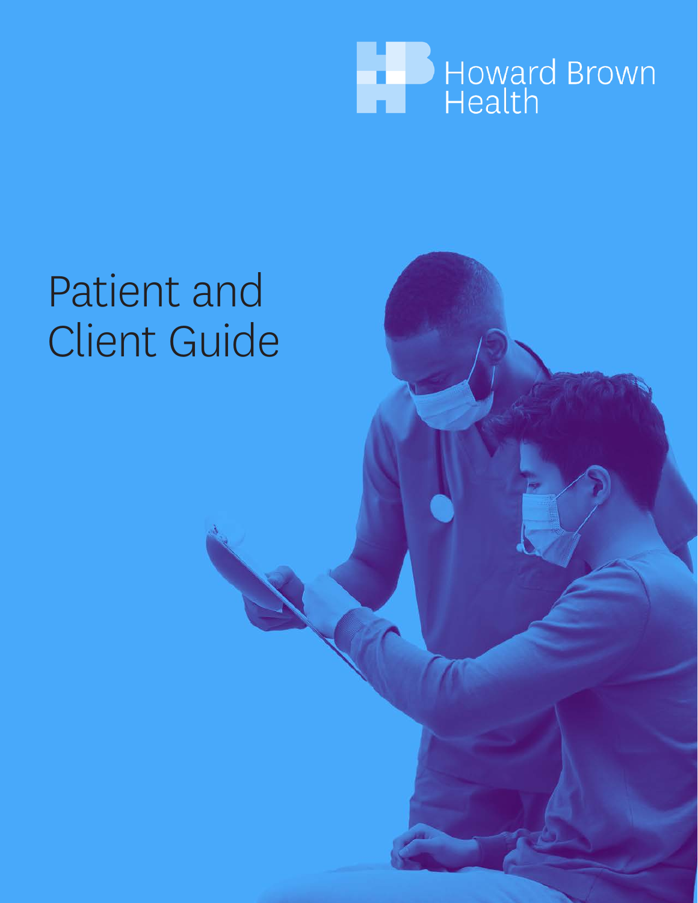Howard Brown Health

# Patient and Client Guide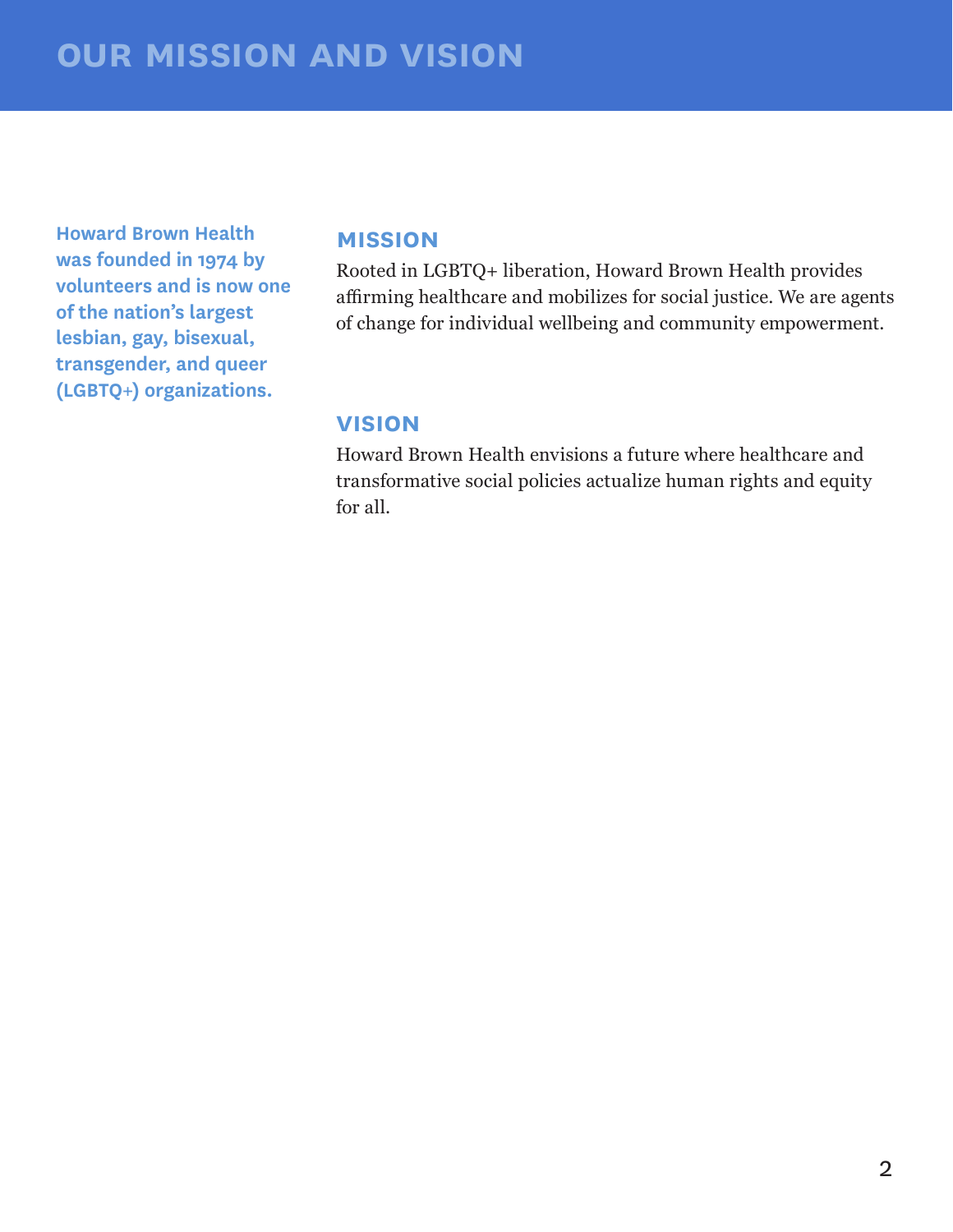# OUR MISSION AND VISION

**Howard Brown Health was founded in 1974 by volunteers and is now one of the nation's largest lesbian, gay, bisexual, transgender, and queer (LGBTQ+) organizations.**

## MISSION

Rooted in LGBTQ+ liberation, Howard Brown Health provides affirming healthcare and mobilizes for social justice. We are agents of change for individual wellbeing and community empowerment.

## VISION

Howard Brown Health envisions a future where healthcare and transformative social policies actualize human rights and equity for all.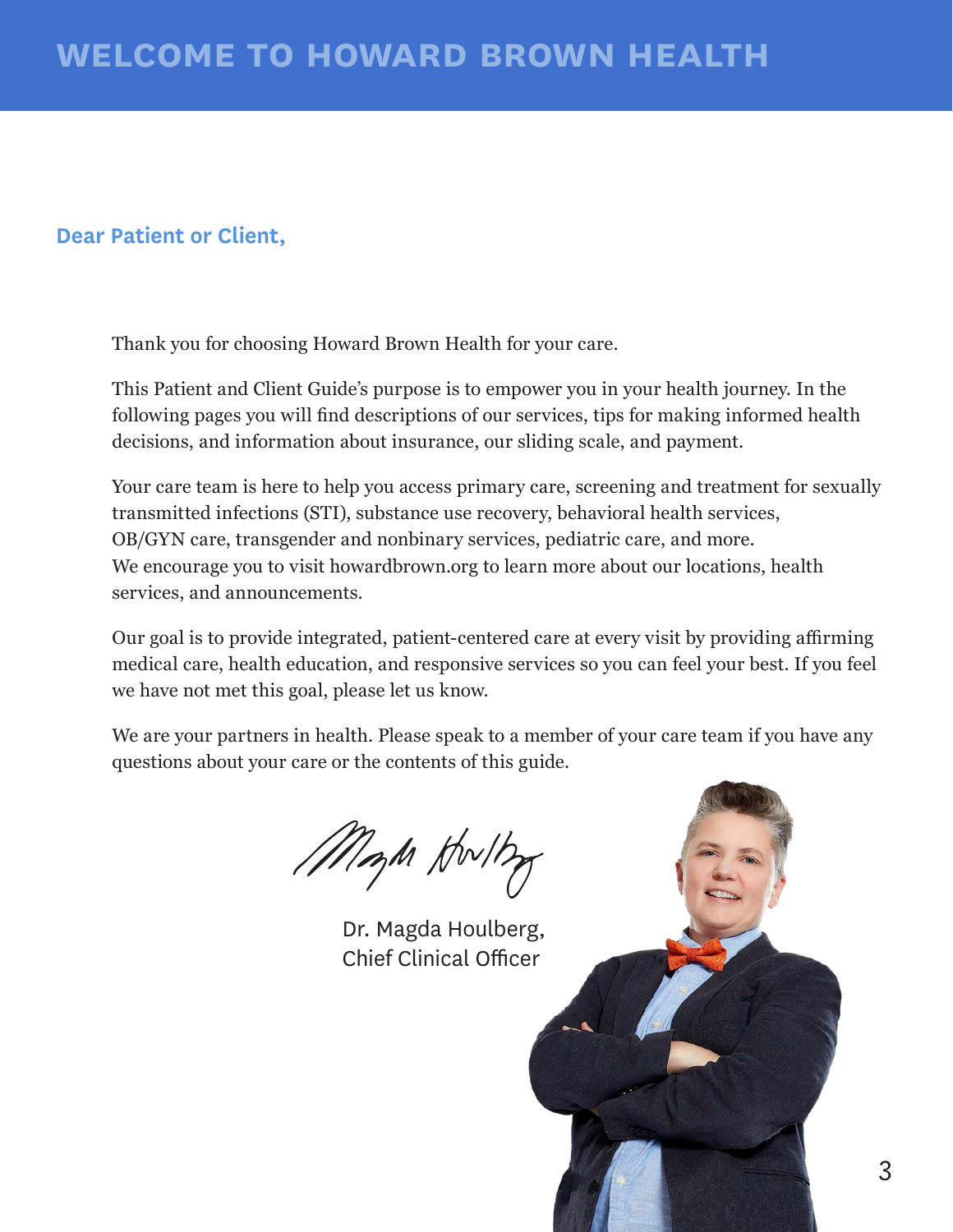# WELCOME TO HOWARD BROWN HEALTH

**Dear Patient or Client,**

Thank you for choosing Howard Brown Health for your care.

This Patient and Client Guide's purpose is to empower you in your health journey. In the following pages you will find descriptions of our services, tips for making informed health decisions, and information about insurance, our sliding scale, and payment.

Your care team is here to help you access primary care, screening and treatment for sexually transmitted infections (STI), substance use recovery, behavioral health services, OB/GYN care, transgender and nonbinary services, pediatric care, and more. We encourage you to visit howardbrown.org to learn more about our locations, health services, and announcements.

Our goal is to provide integrated, patient-centered care at every visit by providing affirming medical care, health education, and responsive services so you can feel your best. If you feel we have not met this goal, please let us know.

We are your partners in health. Please speak to a member of your care team if you have any questions about your care or the contents of this guide.

Dr. Magda Houlberg,
Chief Clinical Officer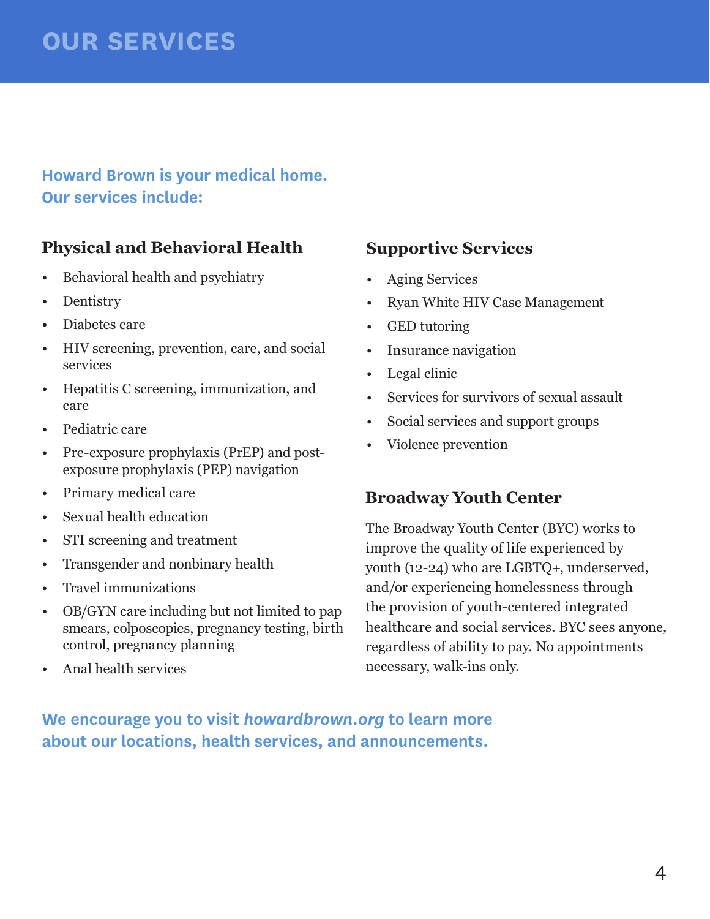# OUR SERVICES

**Howard Brown is your medical home.
Our services include:**

### Physical and Behavioral Health

- Behavioral health and psychiatry
- Dentistry
- Diabetes care
- HIV screening, prevention, care, and social services
- Hepatitis C screening, immunization, and care
- Pediatric care
- Pre-exposure prophylaxis (PrEP) and post-exposure prophylaxis (PEP) navigation
- Primary medical care
- Sexual health education
- STI screening and treatment
- Transgender and nonbinary health
- Travel immunizations
- OB/GYN care including but not limited to pap smears, colposcopies, pregnancy testing, birth control, pregnancy planning
- Anal health services

### Supportive Services

- Aging Services
- Ryan White HIV Case Management
- GED tutoring
- Insurance navigation
- Legal clinic
- Services for survivors of sexual assault
- Social services and support groups
- Violence prevention

### Broadway Youth Center

The Broadway Youth Center (BYC) works to improve the quality of life experienced by youth (12-24) who are LGBTQ+, underserved, and/or experiencing homelessness through the provision of youth-centered integrated healthcare and social services. BYC sees anyone, regardless of ability to pay. No appointments necessary, walk-ins only.

**We encourage you to visit *howardbrown.org* to learn more about our locations, health services, and announcements.**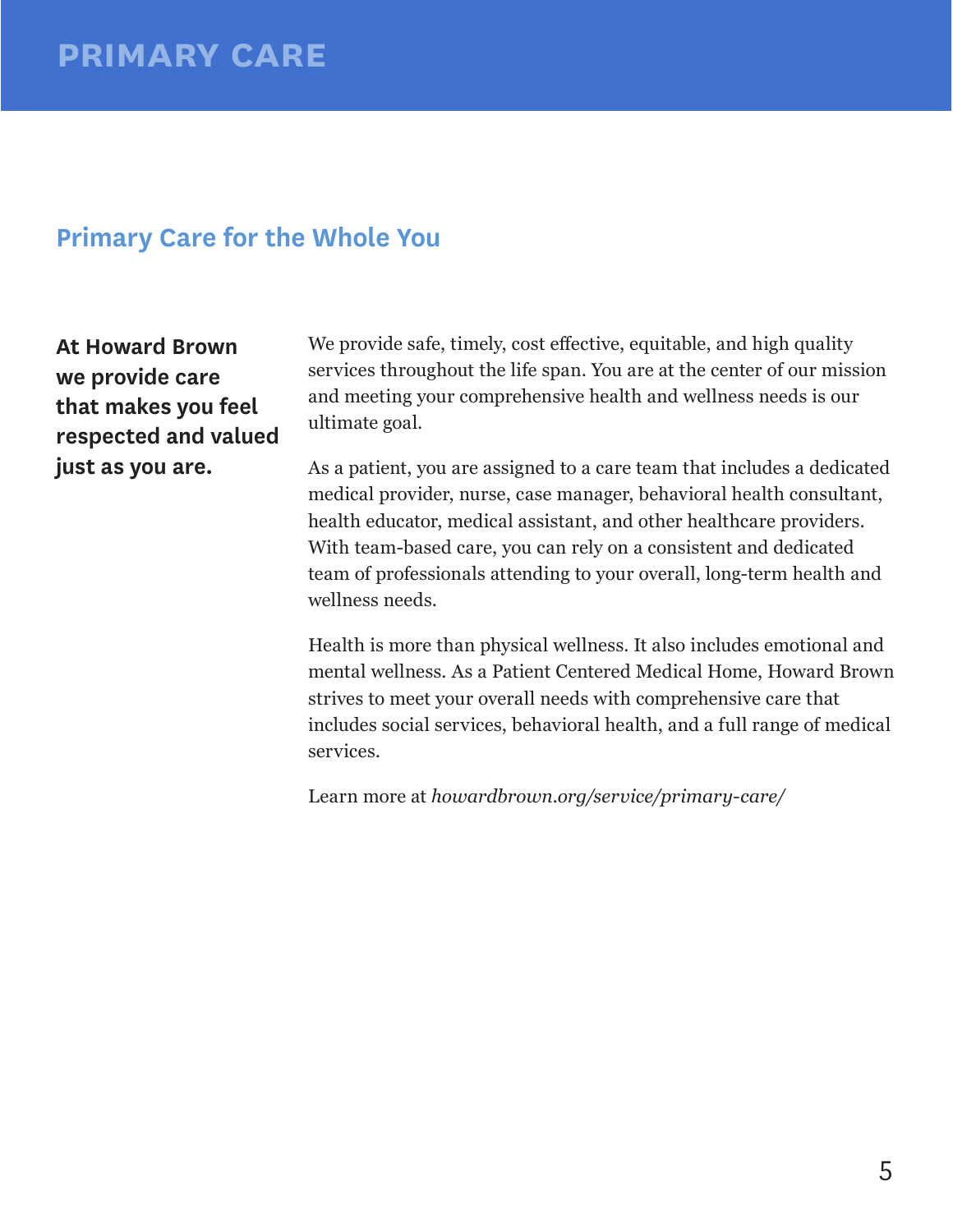# PRIMARY CARE

## Primary Care for the Whole You

**At Howard Brown we provide care that makes you feel respected and valued just as you are.**

We provide safe, timely, cost effective, equitable, and high quality services throughout the life span. You are at the center of our mission and meeting your comprehensive health and wellness needs is our ultimate goal.

As a patient, you are assigned to a care team that includes a dedicated medical provider, nurse, case manager, behavioral health consultant, health educator, medical assistant, and other healthcare providers. With team-based care, you can rely on a consistent and dedicated team of professionals attending to your overall, long-term health and wellness needs.

Health is more than physical wellness. It also includes emotional and mental wellness. As a Patient Centered Medical Home, Howard Brown strives to meet your overall needs with comprehensive care that includes social services, behavioral health, and a full range of medical services.

Learn more at *howardbrown.org/service/primary-care/*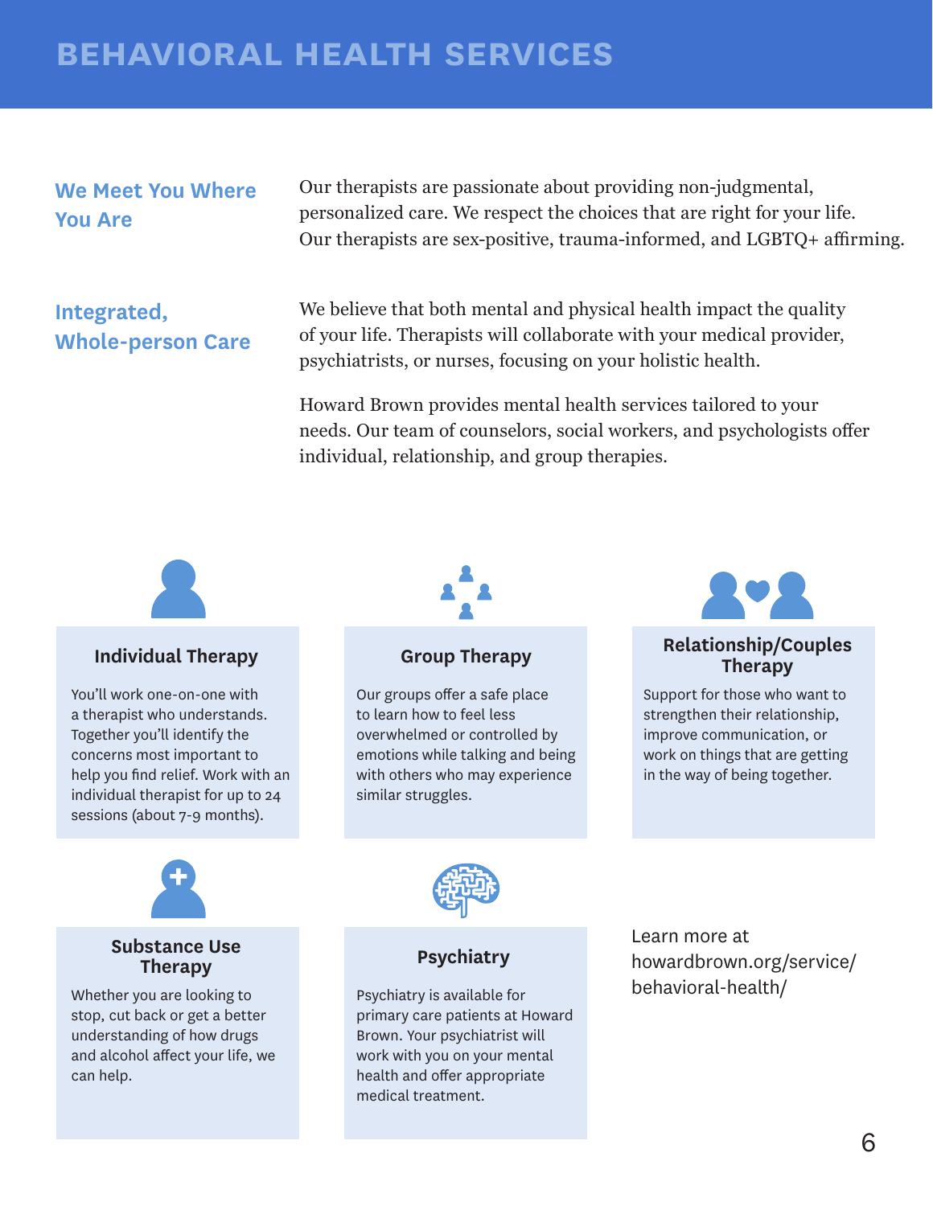# BEHAVIORAL HEALTH SERVICES

## We Meet You Where You Are

Our therapists are passionate about providing non-judgmental, personalized care. We respect the choices that are right for your life. Our therapists are sex-positive, trauma-informed, and LGBTQ+ affirming.

## Integrated, Whole-person Care

We believe that both mental and physical health impact the quality of your life. Therapists will collaborate with your medical provider, psychiatrists, or nurses, focusing on your holistic health.

Howard Brown provides mental health services tailored to your needs. Our team of counselors, social workers, and psychologists offer individual, relationship, and group therapies.

### Individual Therapy

You'll work one-on-one with a therapist who understands. Together you'll identify the concerns most important to help you find relief. Work with an individual therapist for up to 24 sessions (about 7-9 months).

### Group Therapy

Our groups offer a safe place to learn how to feel less overwhelmed or controlled by emotions while talking and being with others who may experience similar struggles.

### Relationship/Couples Therapy

Support for those who want to strengthen their relationship, improve communication, or work on things that are getting in the way of being together.

### Substance Use Therapy

Whether you are looking to stop, cut back or get a better understanding of how drugs and alcohol affect your life, we can help.

### Psychiatry

Psychiatry is available for primary care patients at Howard Brown. Your psychiatrist will work with you on your mental health and offer appropriate medical treatment.

Learn more at howardbrown.org/service/behavioral-health/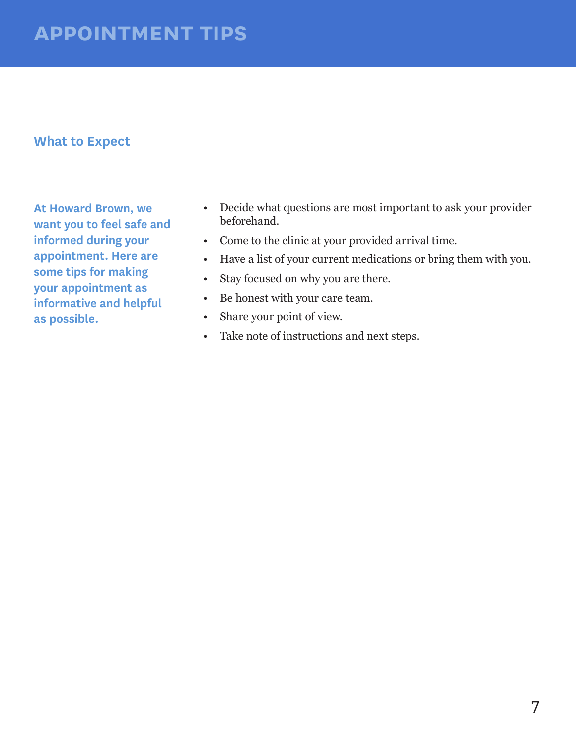# APPOINTMENT TIPS

## What to Expect

**At Howard Brown, we want you to feel safe and informed during your appointment. Here are some tips for making your appointment as informative and helpful as possible.**

- Decide what questions are most important to ask your provider beforehand.
- Come to the clinic at your provided arrival time.
- Have a list of your current medications or bring them with you.
- Stay focused on why you are there.
- Be honest with your care team.
- Share your point of view.
- Take note of instructions and next steps.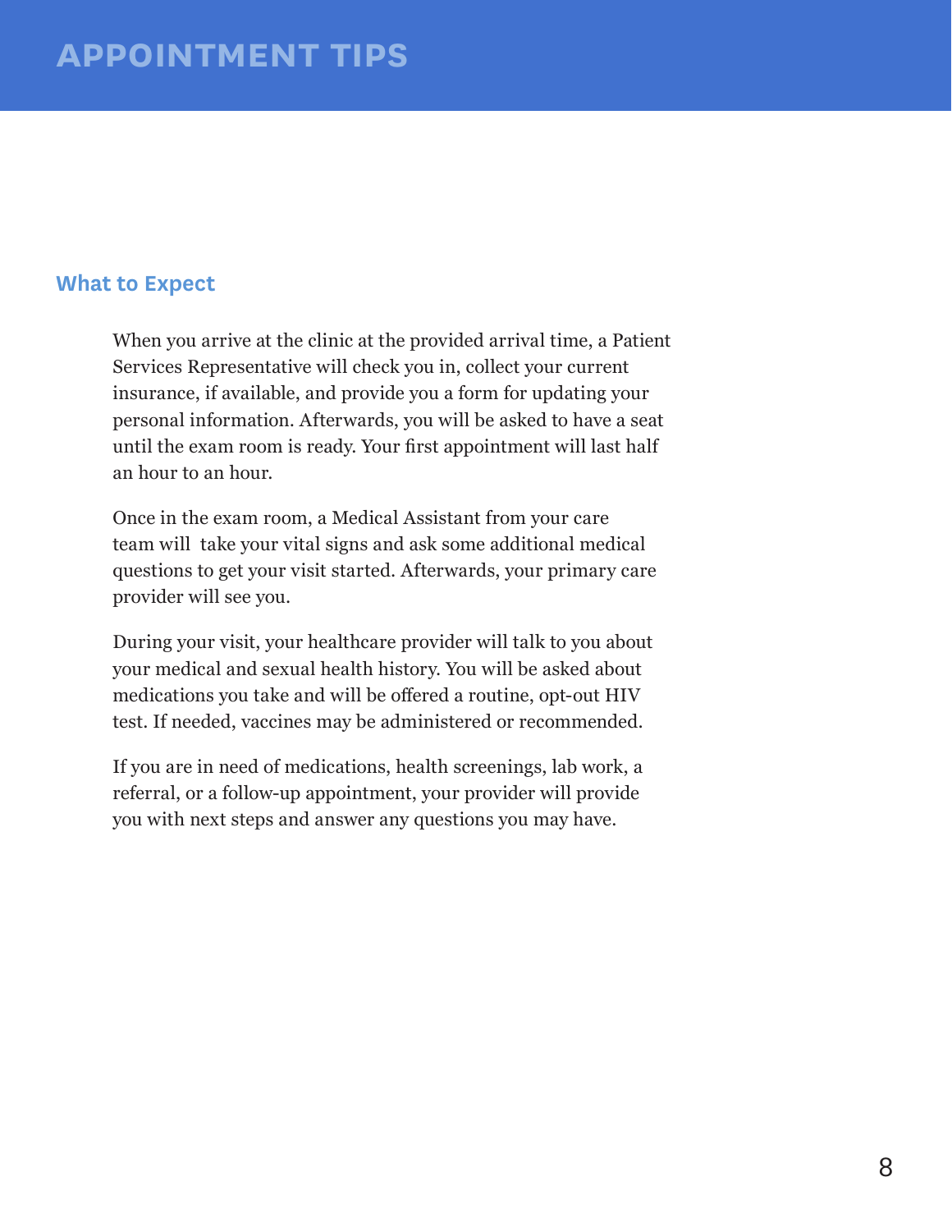# APPOINTMENT TIPS

## What to Expect

When you arrive at the clinic at the provided arrival time, a Patient Services Representative will check you in, collect your current insurance, if available, and provide you a form for updating your personal information. Afterwards, you will be asked to have a seat until the exam room is ready. Your first appointment will last half an hour to an hour.

Once in the exam room, a Medical Assistant from your care team will take your vital signs and ask some additional medical questions to get your visit started. Afterwards, your primary care provider will see you.

During your visit, your healthcare provider will talk to you about your medical and sexual health history. You will be asked about medications you take and will be offered a routine, opt-out HIV test. If needed, vaccines may be administered or recommended.

If you are in need of medications, health screenings, lab work, a referral, or a follow-up appointment, your provider will provide you with next steps and answer any questions you may have.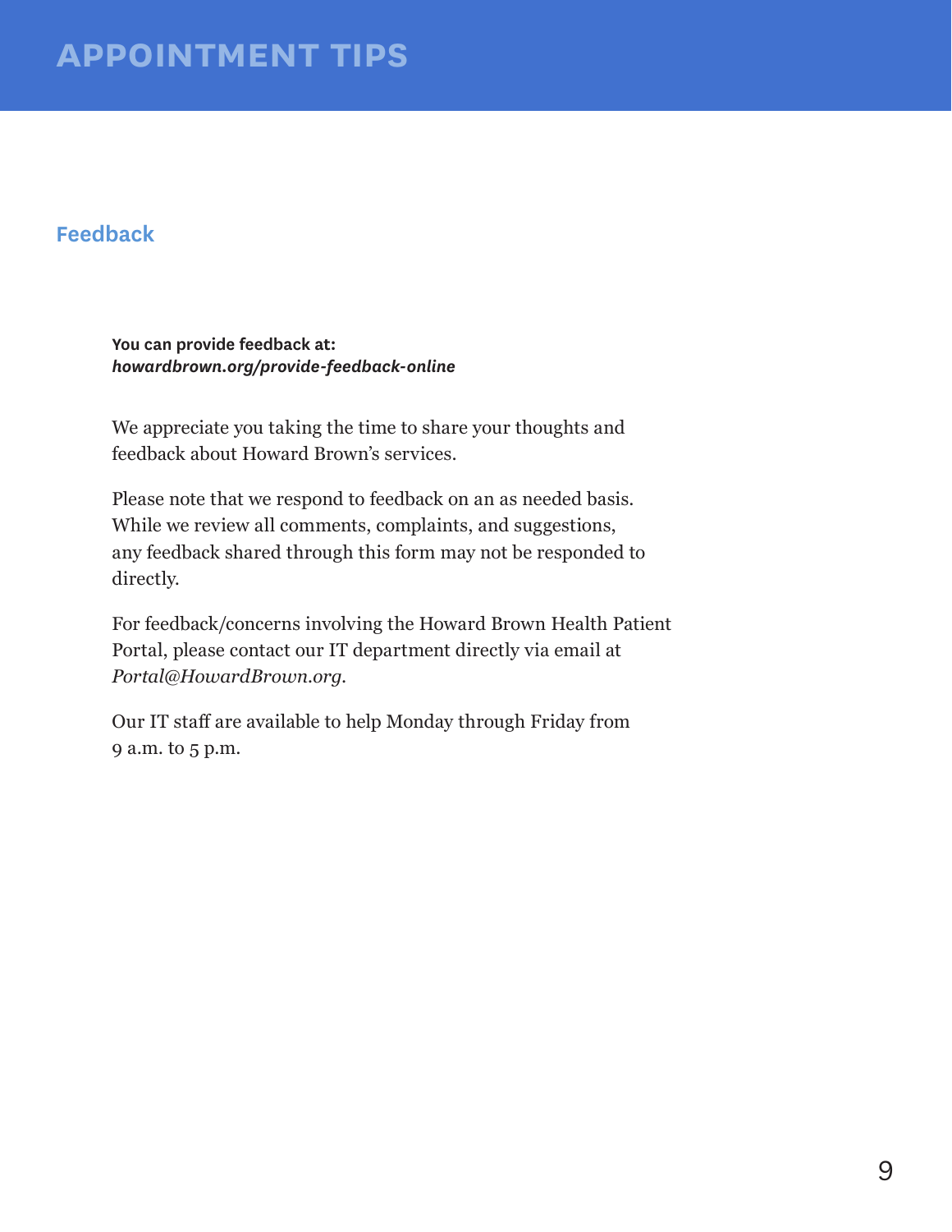# APPOINTMENT TIPS

## Feedback

**You can provide feedback at:**
***howardbrown.org/provide-feedback-online***

We appreciate you taking the time to share your thoughts and feedback about Howard Brown's services.

Please note that we respond to feedback on an as needed basis. While we review all comments, complaints, and suggestions, any feedback shared through this form may not be responded to directly.

For feedback/concerns involving the Howard Brown Health Patient Portal, please contact our IT department directly via email at *Portal@HowardBrown.org.*

Our IT staff are available to help Monday through Friday from 9 a.m. to 5 p.m.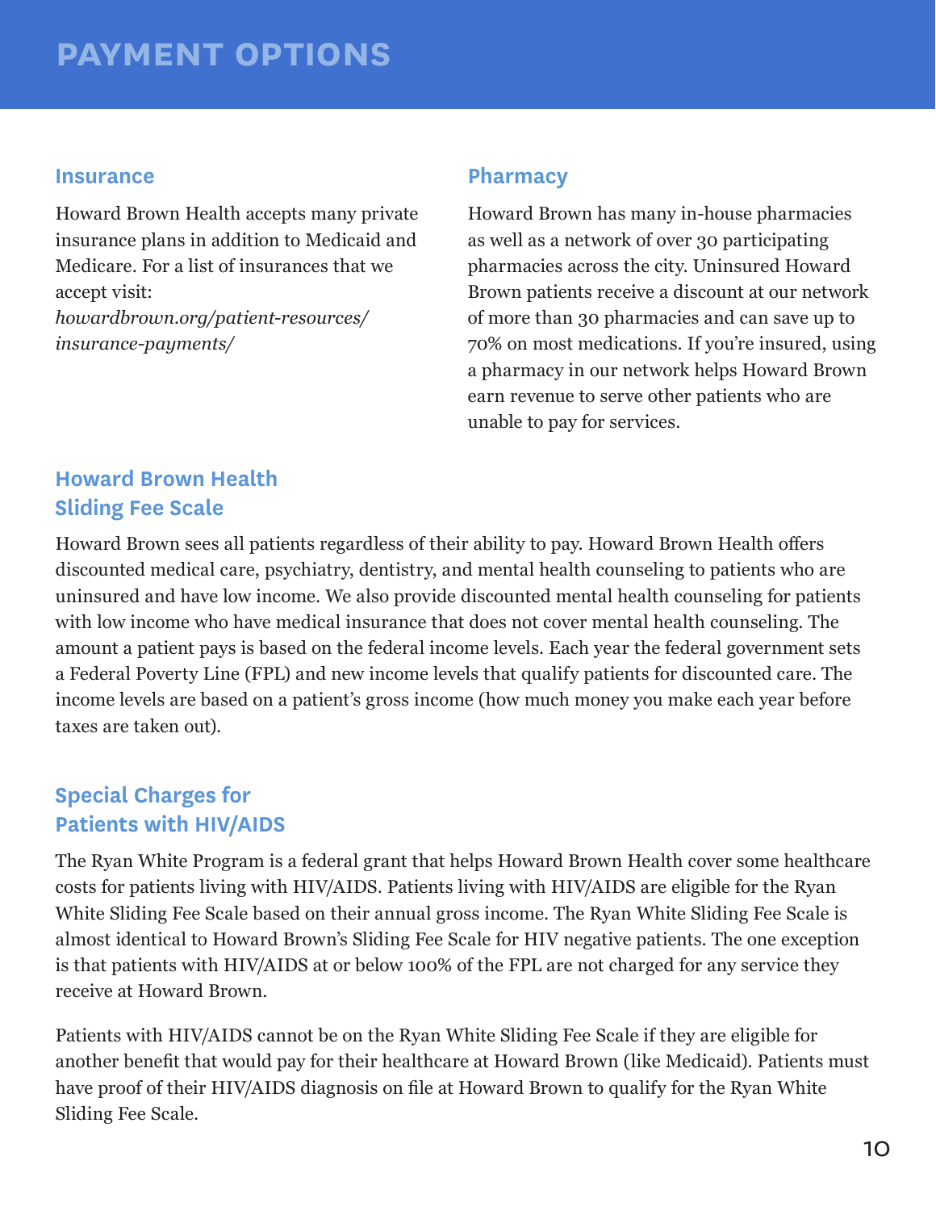# PAYMENT OPTIONS

## Insurance

Howard Brown Health accepts many private insurance plans in addition to Medicaid and Medicare. For a list of insurances that we accept visit:
*howardbrown.org/patient-resources/insurance-payments/*

## Pharmacy

Howard Brown has many in-house pharmacies as well as a network of over 30 participating pharmacies across the city. Uninsured Howard Brown patients receive a discount at our network of more than 30 pharmacies and can save up to 70% on most medications. If you're insured, using a pharmacy in our network helps Howard Brown earn revenue to serve other patients who are unable to pay for services.

## Howard Brown Health Sliding Fee Scale

Howard Brown sees all patients regardless of their ability to pay. Howard Brown Health offers discounted medical care, psychiatry, dentistry, and mental health counseling to patients who are uninsured and have low income. We also provide discounted mental health counseling for patients with low income who have medical insurance that does not cover mental health counseling. The amount a patient pays is based on the federal income levels. Each year the federal government sets a Federal Poverty Line (FPL) and new income levels that qualify patients for discounted care. The income levels are based on a patient's gross income (how much money you make each year before taxes are taken out).

## Special Charges for Patients with HIV/AIDS

The Ryan White Program is a federal grant that helps Howard Brown Health cover some healthcare costs for patients living with HIV/AIDS. Patients living with HIV/AIDS are eligible for the Ryan White Sliding Fee Scale based on their annual gross income. The Ryan White Sliding Fee Scale is almost identical to Howard Brown's Sliding Fee Scale for HIV negative patients. The one exception is that patients with HIV/AIDS at or below 100% of the FPL are not charged for any service they receive at Howard Brown.

Patients with HIV/AIDS cannot be on the Ryan White Sliding Fee Scale if they are eligible for another benefit that would pay for their healthcare at Howard Brown (like Medicaid). Patients must have proof of their HIV/AIDS diagnosis on file at Howard Brown to qualify for the Ryan White Sliding Fee Scale.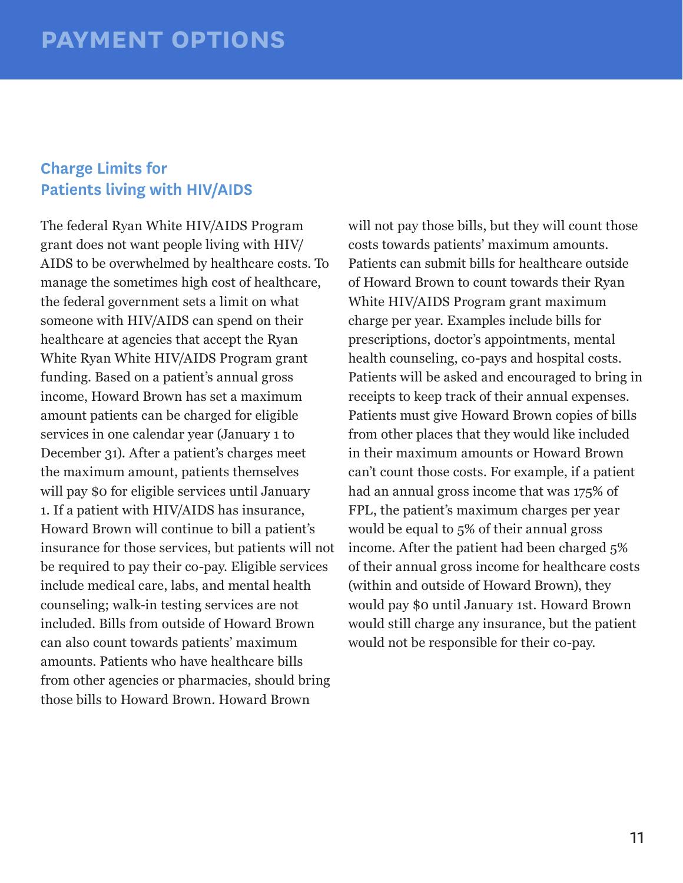# PAYMENT OPTIONS

## Charge Limits for Patients living with HIV/AIDS

The federal Ryan White HIV/AIDS Program grant does not want people living with HIV/AIDS to be overwhelmed by healthcare costs. To manage the sometimes high cost of healthcare, the federal government sets a limit on what someone with HIV/AIDS can spend on their healthcare at agencies that accept the Ryan White Ryan White HIV/AIDS Program grant funding. Based on a patient's annual gross income, Howard Brown has set a maximum amount patients can be charged for eligible services in one calendar year (January 1 to December 31). After a patient's charges meet the maximum amount, patients themselves will pay $0 for eligible services until January 1. If a patient with HIV/AIDS has insurance, Howard Brown will continue to bill a patient's insurance for those services, but patients will not be required to pay their co-pay. Eligible services include medical care, labs, and mental health counseling; walk-in testing services are not included. Bills from outside of Howard Brown can also count towards patients' maximum amounts. Patients who have healthcare bills from other agencies or pharmacies, should bring those bills to Howard Brown. Howard Brown will not pay those bills, but they will count those costs towards patients' maximum amounts. Patients can submit bills for healthcare outside of Howard Brown to count towards their Ryan White HIV/AIDS Program grant maximum charge per year. Examples include bills for prescriptions, doctor's appointments, mental health counseling, co-pays and hospital costs. Patients will be asked and encouraged to bring in receipts to keep track of their annual expenses. Patients must give Howard Brown copies of bills from other places that they would like included in their maximum amounts or Howard Brown can't count those costs. For example, if a patient had an annual gross income that was 175% of FPL, the patient's maximum charges per year would be equal to 5% of their annual gross income. After the patient had been charged 5% of their annual gross income for healthcare costs (within and outside of Howard Brown), they would pay $0 until January 1st. Howard Brown would still charge any insurance, but the patient would not be responsible for their co-pay.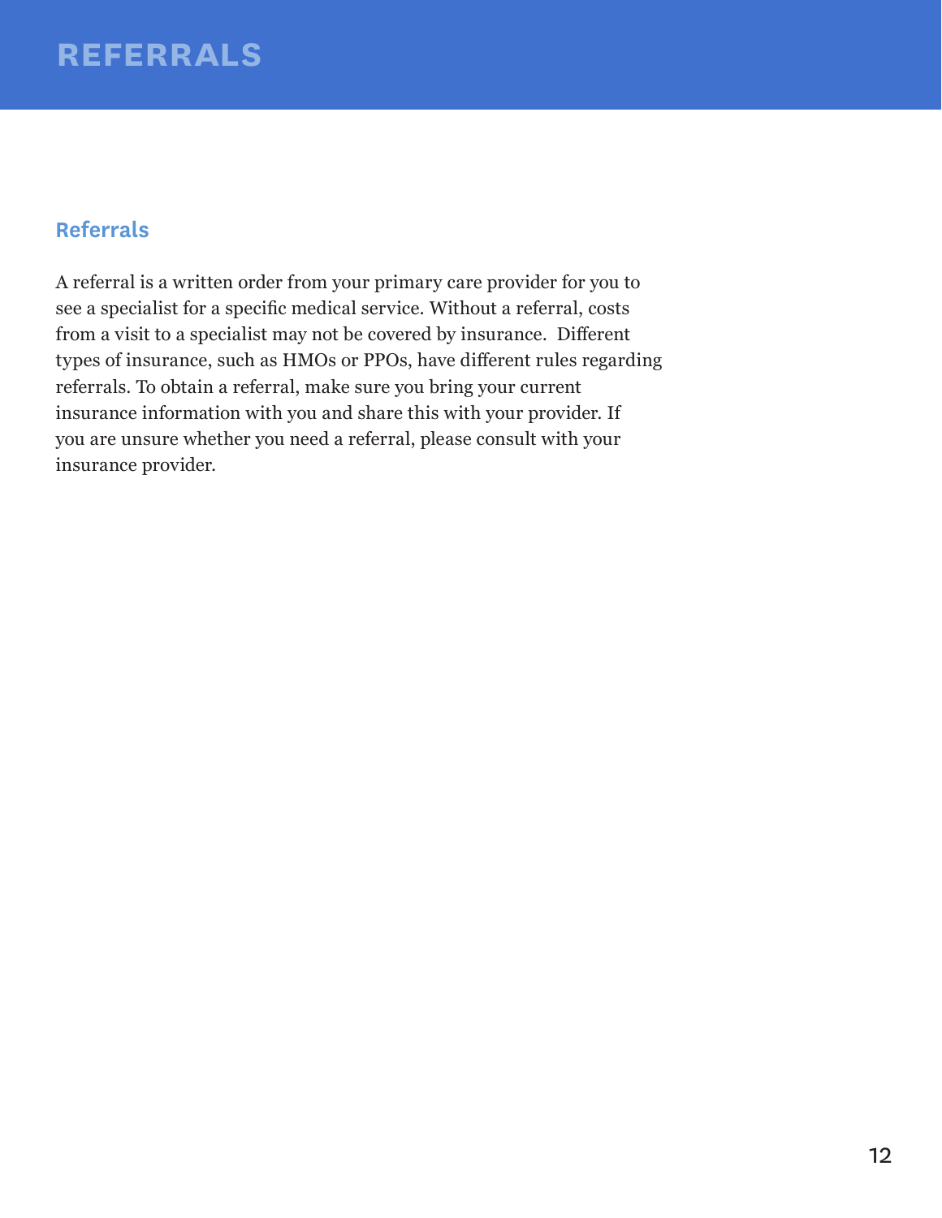# REFERRALS

## Referrals

A referral is a written order from your primary care provider for you to see a specialist for a specific medical service. Without a referral, costs from a visit to a specialist may not be covered by insurance. Different types of insurance, such as HMOs or PPOs, have different rules regarding referrals. To obtain a referral, make sure you bring your current insurance information with you and share this with your provider. If you are unsure whether you need a referral, please consult with your insurance provider.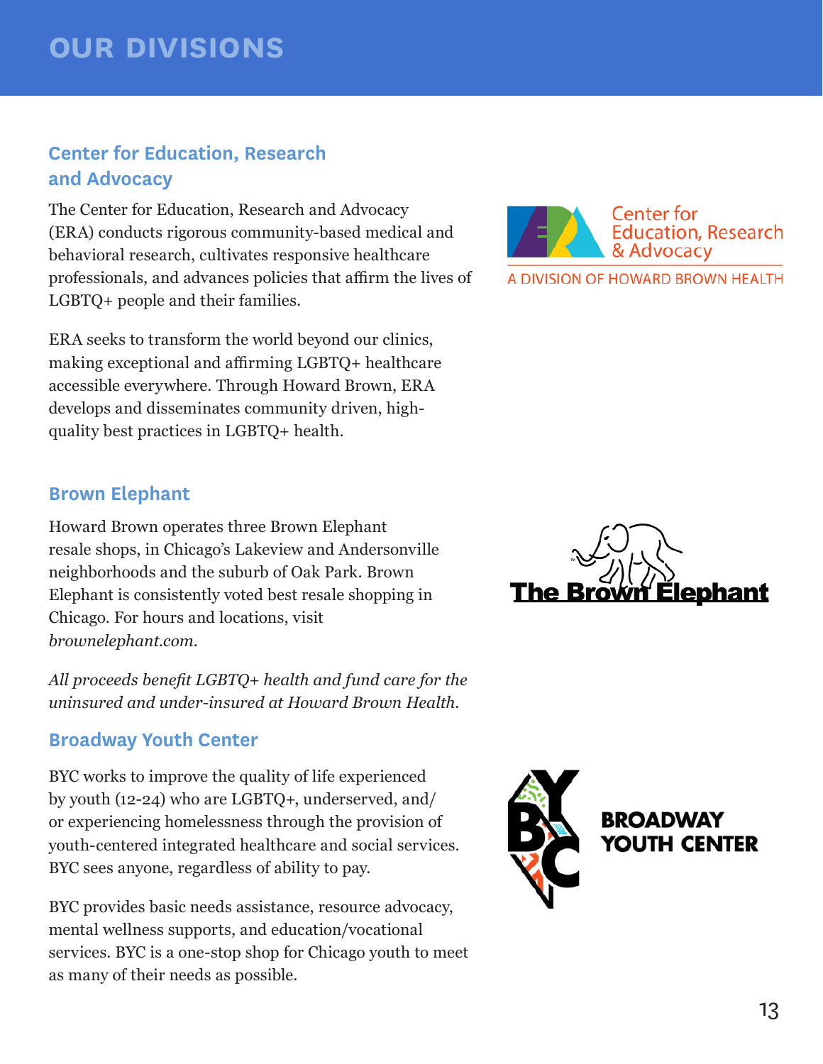# OUR DIVISIONS

## Center for Education, Research and Advocacy

The Center for Education, Research and Advocacy (ERA) conducts rigorous community-based medical and behavioral research, cultivates responsive healthcare professionals, and advances policies that affirm the lives of LGBTQ+ people and their families.

ERA seeks to transform the world beyond our clinics, making exceptional and affirming LGBTQ+ healthcare accessible everywhere. Through Howard Brown, ERA develops and disseminates community driven, high-quality best practices in LGBTQ+ health.

## Brown Elephant

Howard Brown operates three Brown Elephant resale shops, in Chicago's Lakeview and Andersonville neighborhoods and the suburb of Oak Park. Brown Elephant is consistently voted best resale shopping in Chicago. For hours and locations, visit *brownelephant.com.*

*All proceeds benefit LGBTQ+ health and fund care for the uninsured and under-insured at Howard Brown Health.*

## Broadway Youth Center

BYC works to improve the quality of life experienced by youth (12-24) who are LGBTQ+, underserved, and/or experiencing homelessness through the provision of youth-centered integrated healthcare and social services. BYC sees anyone, regardless of ability to pay.

BYC provides basic needs assistance, resource advocacy, mental wellness supports, and education/vocational services. BYC is a one-stop shop for Chicago youth to meet as many of their needs as possible.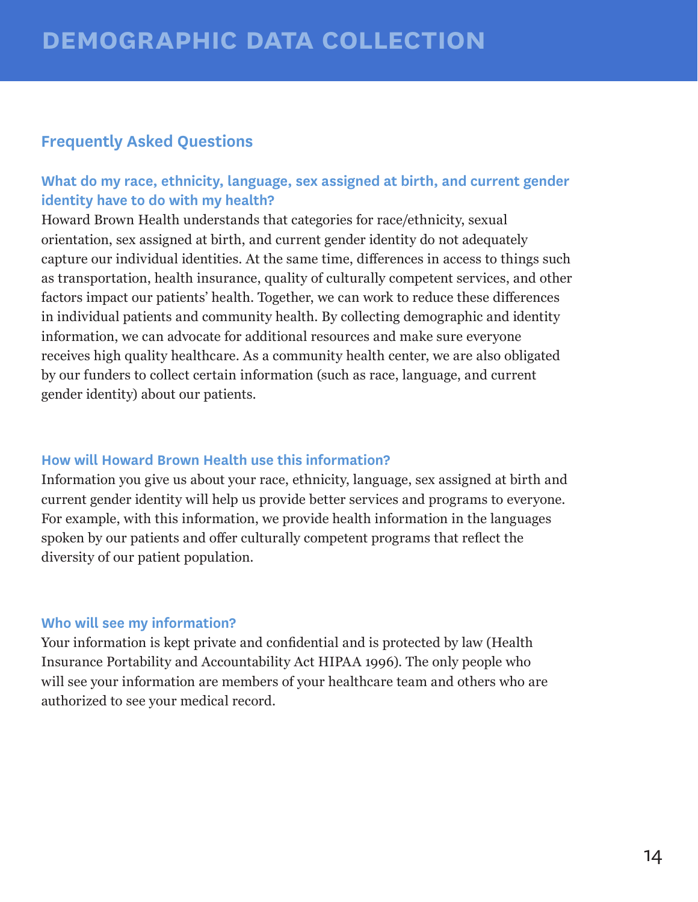# DEMOGRAPHIC DATA COLLECTION

## Frequently Asked Questions

### What do my race, ethnicity, language, sex assigned at birth, and current gender identity have to do with my health?

Howard Brown Health understands that categories for race/ethnicity, sexual orientation, sex assigned at birth, and current gender identity do not adequately capture our individual identities. At the same time, differences in access to things such as transportation, health insurance, quality of culturally competent services, and other factors impact our patients' health. Together, we can work to reduce these differences in individual patients and community health. By collecting demographic and identity information, we can advocate for additional resources and make sure everyone receives high quality healthcare. As a community health center, we are also obligated by our funders to collect certain information (such as race, language, and current gender identity) about our patients.

### How will Howard Brown Health use this information?

Information you give us about your race, ethnicity, language, sex assigned at birth and current gender identity will help us provide better services and programs to everyone. For example, with this information, we provide health information in the languages spoken by our patients and offer culturally competent programs that reflect the diversity of our patient population.

### Who will see my information?

Your information is kept private and confidential and is protected by law (Health Insurance Portability and Accountability Act HIPAA 1996). The only people who will see your information are members of your healthcare team and others who are authorized to see your medical record.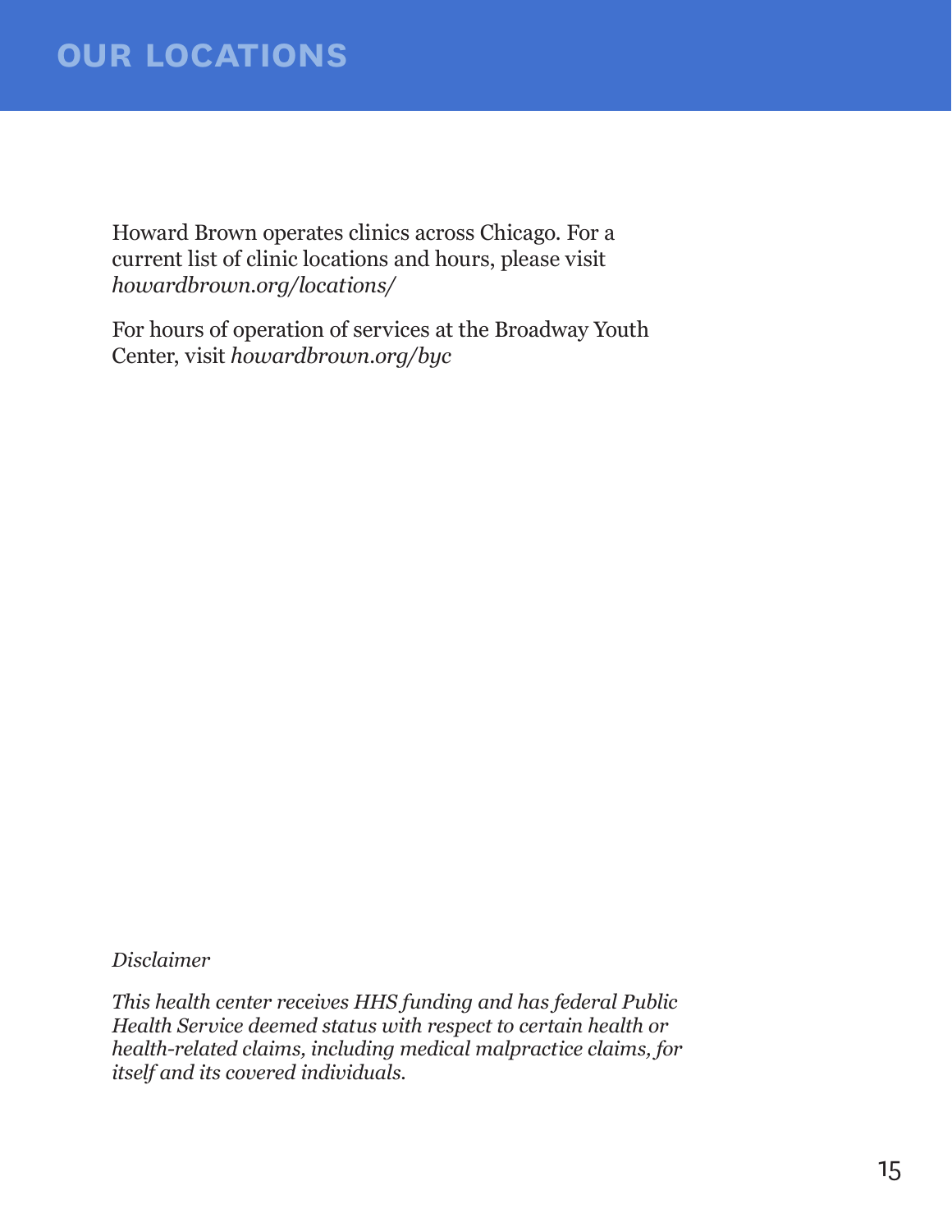# OUR LOCATIONS

Howard Brown operates clinics across Chicago. For a current list of clinic locations and hours, please visit *howardbrown.org/locations/*

For hours of operation of services at the Broadway Youth Center, visit *howardbrown.org/byc*

*Disclaimer*

*This health center receives HHS funding and has federal Public Health Service deemed status with respect to certain health or health-related claims, including medical malpractice claims, for itself and its covered individuals.*